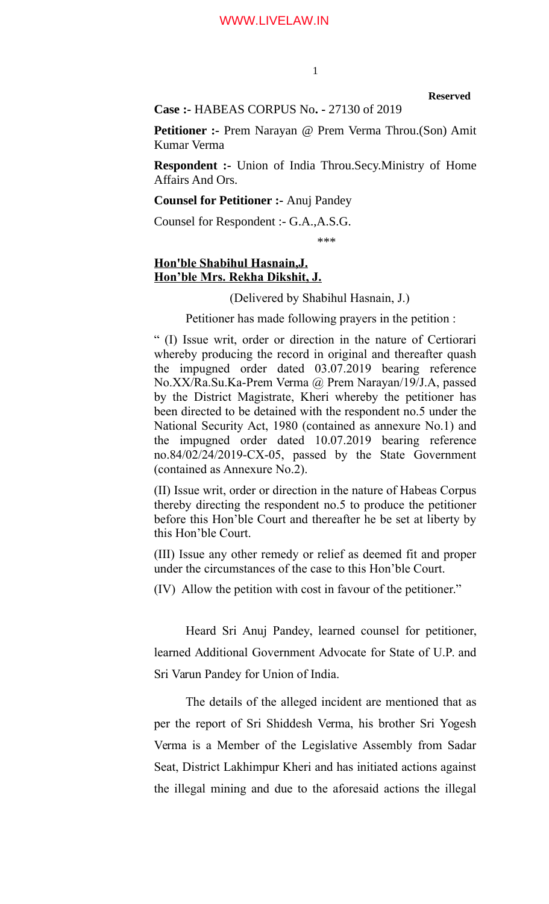**Reserved**

**Case :-** HABEAS CORPUS No**. -** 27130 of 2019

**Petitioner :-** Prem Narayan @ Prem Verma Throu.(Son) Amit Kumar Verma

**Respondent :-** Union of India Throu.Secy.Ministry of Home Affairs And Ors.

**Counsel for Petitioner :-** Anuj Pandey

Counsel for Respondent :- G.A.,A.S.G.

\*\*\*

**Hon'ble Shabihul Hasnain,J.**
**Hon'ble Mrs. Rekha Dikshit, J.**

(Delivered by Shabihul Hasnain, J.)

Petitioner has made following prayers in the petition :

" (I) Issue writ, order or direction in the nature of Certiorari whereby producing the record in original and thereafter quash the impugned order dated 03.07.2019 bearing reference No.XX/Ra.Su.Ka-Prem Verma @ Prem Narayan/19/J.A, passed by the District Magistrate, Kheri whereby the petitioner has been directed to be detained with the respondent no.5 under the National Security Act, 1980 (contained as annexure No.1) and the impugned order dated 10.07.2019 bearing reference no.84/02/24/2019-CX-05, passed by the State Government (contained as Annexure No.2).

(II) Issue writ, order or direction in the nature of Habeas Corpus thereby directing the respondent no.5 to produce the petitioner before this Hon'ble Court and thereafter he be set at liberty by this Hon'ble Court.

(III) Issue any other remedy or relief as deemed fit and proper under the circumstances of the case to this Hon'ble Court.

(IV) Allow the petition with cost in favour of the petitioner."

Heard Sri Anuj Pandey, learned counsel for petitioner, learned Additional Government Advocate for State of U.P. and Sri Varun Pandey for Union of India.

The details of the alleged incident are mentioned that as per the report of Sri Shiddesh Verma, his brother Sri Yogesh Verma is a Member of the Legislative Assembly from Sadar Seat, District Lakhimpur Kheri and has initiated actions against the illegal mining and due to the aforesaid actions the illegal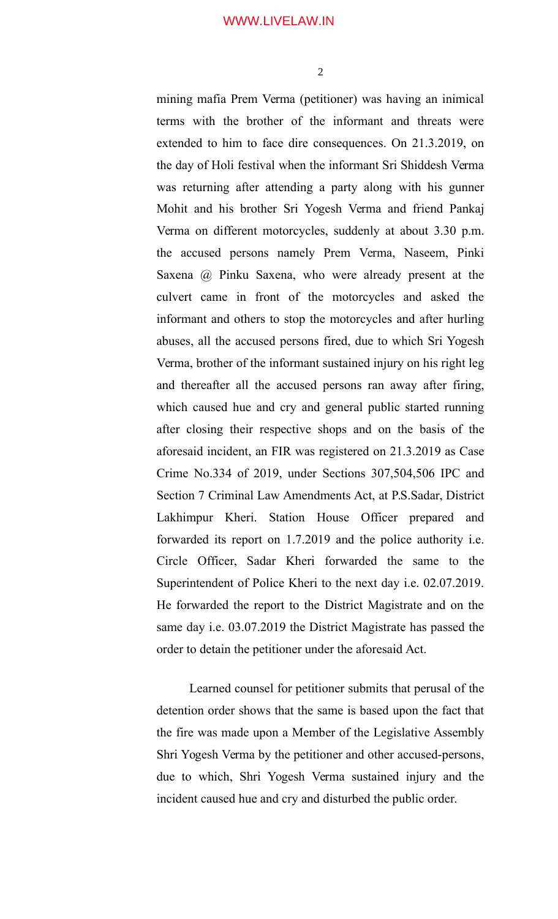mining mafia Prem Verma (petitioner) was having an inimical terms with the brother of the informant and threats were extended to him to face dire consequences. On 21.3.2019, on the day of Holi festival when the informant Sri Shiddesh Verma was returning after attending a party along with his gunner Mohit and his brother Sri Yogesh Verma and friend Pankaj Verma on different motorcycles, suddenly at about 3.30 p.m. the accused persons namely Prem Verma, Naseem, Pinki Saxena @ Pinku Saxena, who were already present at the culvert came in front of the motorcycles and asked the informant and others to stop the motorcycles and after hurling abuses, all the accused persons fired, due to which Sri Yogesh Verma, brother of the informant sustained injury on his right leg and thereafter all the accused persons ran away after firing, which caused hue and cry and general public started running after closing their respective shops and on the basis of the aforesaid incident, an FIR was registered on 21.3.2019 as Case Crime No.334 of 2019, under Sections 307,504,506 IPC and Section 7 Criminal Law Amendments Act, at P.S.Sadar, District Lakhimpur Kheri. Station House Officer prepared and forwarded its report on 1.7.2019 and the police authority i.e. Circle Officer, Sadar Kheri forwarded the same to the Superintendent of Police Kheri to the next day i.e. 02.07.2019. He forwarded the report to the District Magistrate and on the same day i.e. 03.07.2019 the District Magistrate has passed the order to detain the petitioner under the aforesaid Act.

Learned counsel for petitioner submits that perusal of the detention order shows that the same is based upon the fact that the fire was made upon a Member of the Legislative Assembly Shri Yogesh Verma by the petitioner and other accused-persons, due to which, Shri Yogesh Verma sustained injury and the incident caused hue and cry and disturbed the public order.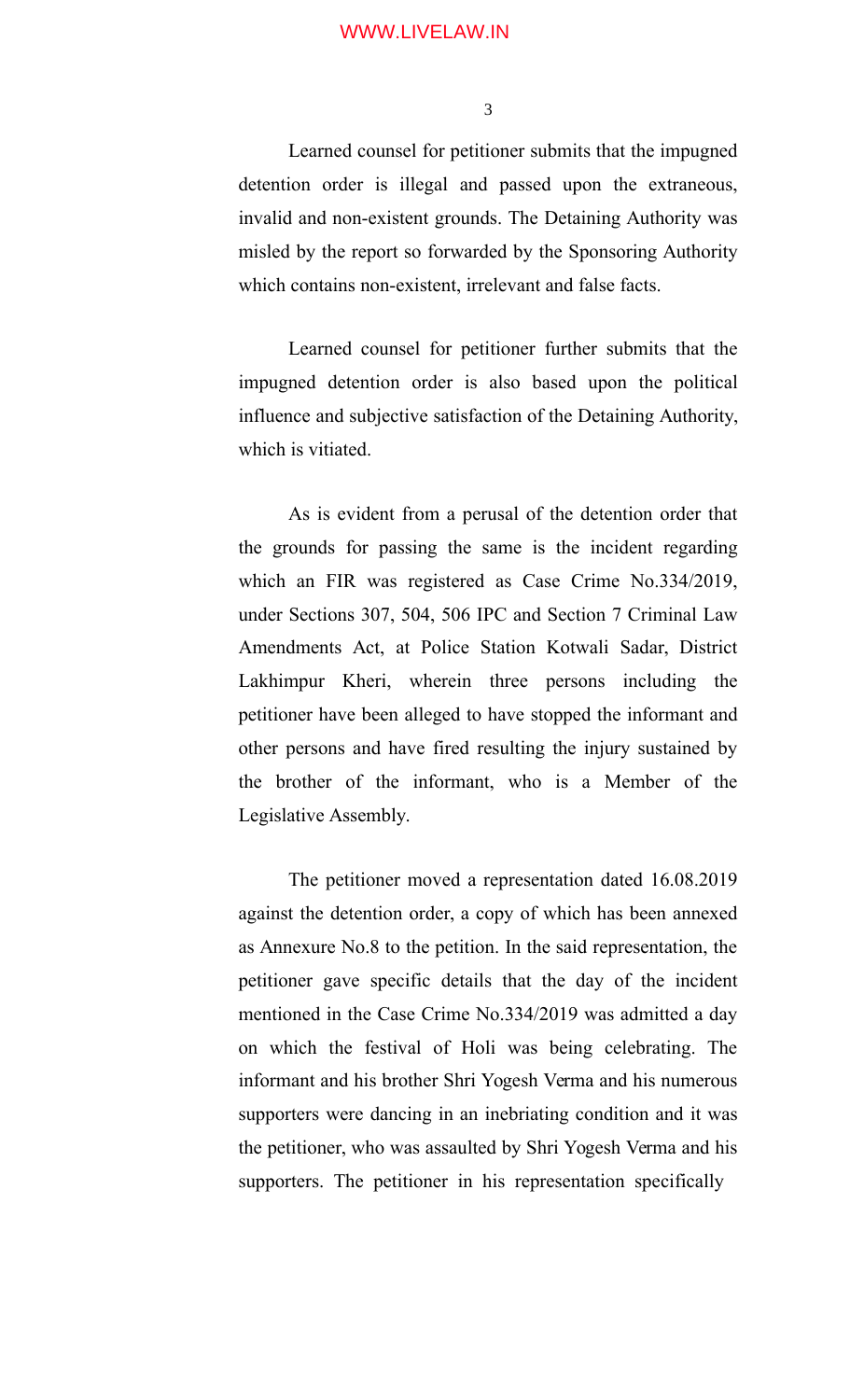Learned counsel for petitioner submits that the impugned detention order is illegal and passed upon the extraneous, invalid and non-existent grounds. The Detaining Authority was misled by the report so forwarded by the Sponsoring Authority which contains non-existent, irrelevant and false facts.

Learned counsel for petitioner further submits that the impugned detention order is also based upon the political influence and subjective satisfaction of the Detaining Authority, which is vitiated.

As is evident from a perusal of the detention order that the grounds for passing the same is the incident regarding which an FIR was registered as Case Crime No.334/2019, under Sections 307, 504, 506 IPC and Section 7 Criminal Law Amendments Act, at Police Station Kotwali Sadar, District Lakhimpur Kheri, wherein three persons including the petitioner have been alleged to have stopped the informant and other persons and have fired resulting the injury sustained by the brother of the informant, who is a Member of the Legislative Assembly.

The petitioner moved a representation dated 16.08.2019 against the detention order, a copy of which has been annexed as Annexure No.8 to the petition. In the said representation, the petitioner gave specific details that the day of the incident mentioned in the Case Crime No.334/2019 was admitted a day on which the festival of Holi was being celebrating. The informant and his brother Shri Yogesh Verma and his numerous supporters were dancing in an inebriating condition and it was the petitioner, who was assaulted by Shri Yogesh Verma and his supporters. The petitioner in his representation specifically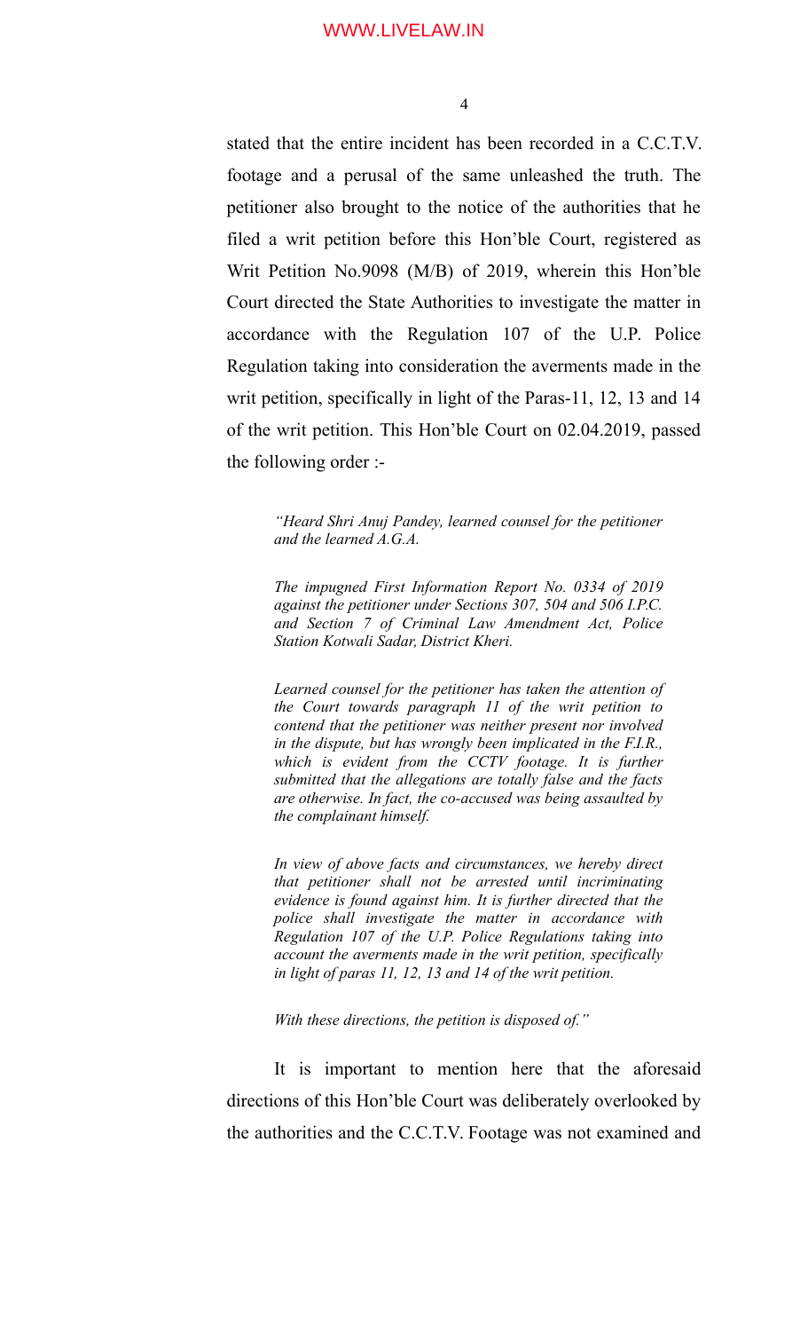stated that the entire incident has been recorded in a C.C.T.V. footage and a perusal of the same unleashed the truth. The petitioner also brought to the notice of the authorities that he filed a writ petition before this Hon'ble Court, registered as Writ Petition No.9098 (M/B) of 2019, wherein this Hon'ble Court directed the State Authorities to investigate the matter in accordance with the Regulation 107 of the U.P. Police Regulation taking into consideration the averments made in the writ petition, specifically in light of the Paras-11, 12, 13 and 14 of the writ petition. This Hon'ble Court on 02.04.2019, passed the following order :-

> *"Heard Shri Anuj Pandey, learned counsel for the petitioner and the learned A.G.A.*
>
> *The impugned First Information Report No. 0334 of 2019 against the petitioner under Sections 307, 504 and 506 I.P.C. and Section 7 of Criminal Law Amendment Act, Police Station Kotwali Sadar, District Kheri.*
>
> *Learned counsel for the petitioner has taken the attention of the Court towards paragraph 11 of the writ petition to contend that the petitioner was neither present nor involved in the dispute, but has wrongly been implicated in the F.I.R., which is evident from the CCTV footage. It is further submitted that the allegations are totally false and the facts are otherwise. In fact, the co-accused was being assaulted by the complainant himself.*
>
> *In view of above facts and circumstances, we hereby direct that petitioner shall not be arrested until incriminating evidence is found against him. It is further directed that the police shall investigate the matter in accordance with Regulation 107 of the U.P. Police Regulations taking into account the averments made in the writ petition, specifically in light of paras 11, 12, 13 and 14 of the writ petition.*
>
> *With these directions, the petition is disposed of."*

It is important to mention here that the aforesaid directions of this Hon'ble Court was deliberately overlooked by the authorities and the C.C.T.V. Footage was not examined and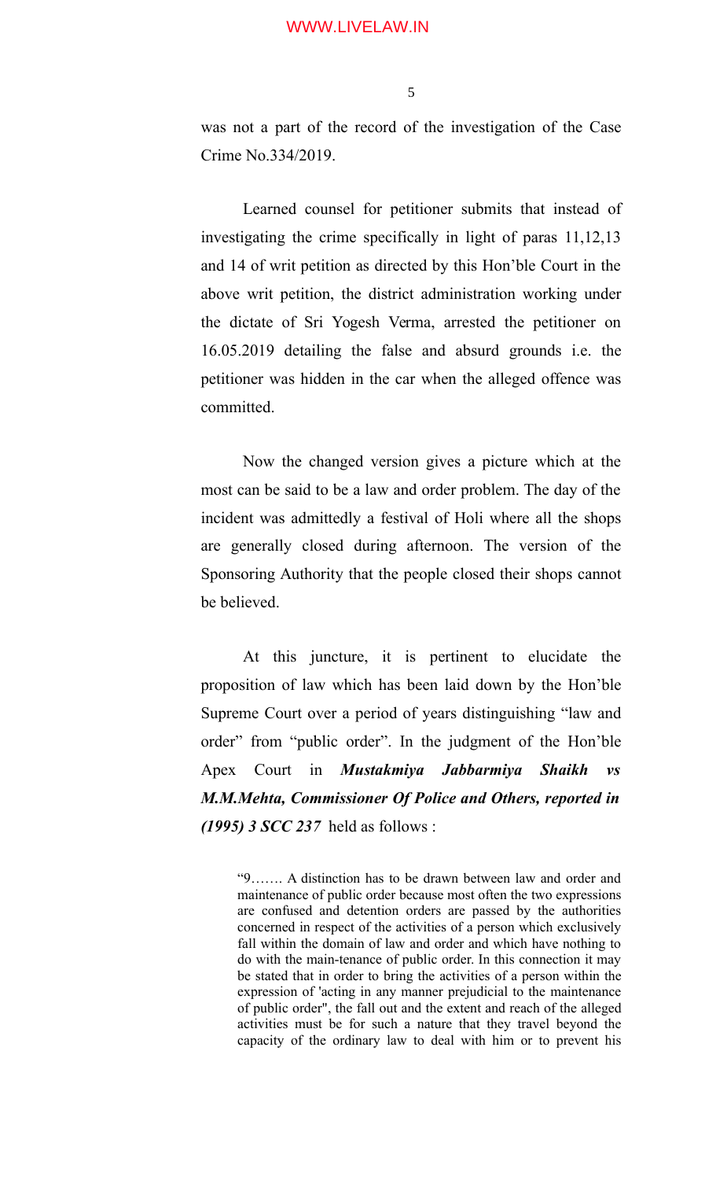was not a part of the record of the investigation of the Case Crime No.334/2019.

Learned counsel for petitioner submits that instead of investigating the crime specifically in light of paras 11,12,13 and 14 of writ petition as directed by this Hon'ble Court in the above writ petition, the district administration working under the dictate of Sri Yogesh Verma, arrested the petitioner on 16.05.2019 detailing the false and absurd grounds i.e. the petitioner was hidden in the car when the alleged offence was committed.

Now the changed version gives a picture which at the most can be said to be a law and order problem. The day of the incident was admittedly a festival of Holi where all the shops are generally closed during afternoon. The version of the Sponsoring Authority that the people closed their shops cannot be believed.

At this juncture, it is pertinent to elucidate the proposition of law which has been laid down by the Hon'ble Supreme Court over a period of years distinguishing "law and order" from "public order". In the judgment of the Hon'ble Apex Court in ***Mustakmiya Jabbarmiya Shaikh vs M.M.Mehta, Commissioner Of Police and Others, reported in (1995) 3 SCC 237*** held as follows :

> "9……. A distinction has to be drawn between law and order and maintenance of public order because most often the two expressions are confused and detention orders are passed by the authorities concerned in respect of the activities of a person which exclusively fall within the domain of law and order and which have nothing to do with the main-tenance of public order. In this connection it may be stated that in order to bring the activities of a person within the expression of 'acting in any manner prejudicial to the maintenance of public order", the fall out and the extent and reach of the alleged activities must be for such a nature that they travel beyond the capacity of the ordinary law to deal with him or to prevent his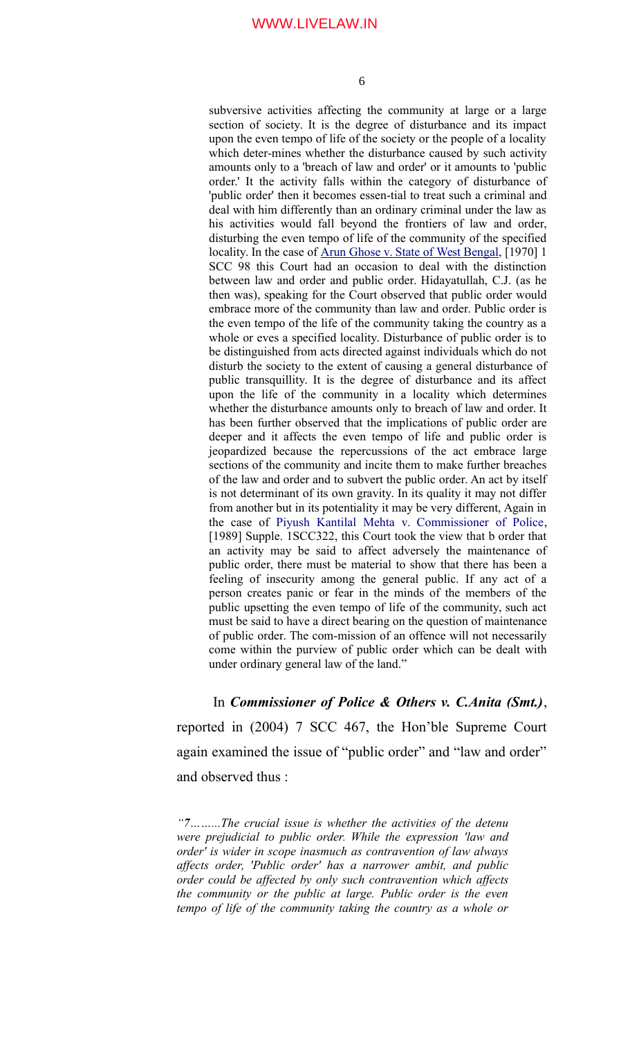> subversive activities affecting the community at large or a large section of society. It is the degree of disturbance and its impact upon the even tempo of life of the society or the people of a locality which deter-mines whether the disturbance caused by such activity amounts only to a 'breach of law and order' or it amounts to 'public order.' It the activity falls within the category of disturbance of 'public order' then it becomes essen-tial to treat such a criminal and deal with him differently than an ordinary criminal under the law as his activities would fall beyond the frontiers of law and order, disturbing the even tempo of life of the community of the specified locality. In the case of Arun Ghose v. State of West Bengal, [1970] 1 SCC 98 this Court had an occasion to deal with the distinction between law and order and public order. Hidayatullah, C.J. (as he then was), speaking for the Court observed that public order would embrace more of the community than law and order. Public order is the even tempo of the life of the community taking the country as a whole or eves a specified locality. Disturbance of public order is to be distinguished from acts directed against individuals which do not disturb the society to the extent of causing a general disturbance of public transquillity. It is the degree of disturbance and its affect upon the life of the community in a locality which determines whether the disturbance amounts only to breach of law and order. It has been further observed that the implications of public order are deeper and it affects the even tempo of life and public order is jeopardized because the repercussions of the act embrace large sections of the community and incite them to make further breaches of the law and order and to subvert the public order. An act by itself is not determinant of its own gravity. In its quality it may not differ from another but in its potentiality it may be very different, Again in the case of Piyush Kantilal Mehta v. Commissioner of Police, [1989] Supple. 1SCC322, this Court took the view that b order that an activity may be said to affect adversely the maintenance of public order, there must be material to show that there has been a feeling of insecurity among the general public. If any act of a person creates panic or fear in the minds of the members of the public upsetting the even tempo of life of the community, such act must be said to have a direct bearing on the question of maintenance of public order. The com-mission of an offence will not necessarily come within the purview of public order which can be dealt with under ordinary general law of the land."

In ***Commissioner of Police & Others v. C.Anita (Smt.)***, reported in (2004) 7 SCC 467, the Hon'ble Supreme Court again examined the issue of "public order" and "law and order" and observed thus :

*"7……...The crucial issue is whether the activities of the detenu were prejudicial to public order. While the expression 'law and order' is wider in scope inasmuch as contravention of law always affects order, 'Public order' has a narrower ambit, and public order could be affected by only such contravention which affects the community or the public at large. Public order is the even tempo of life of the community taking the country as a whole or*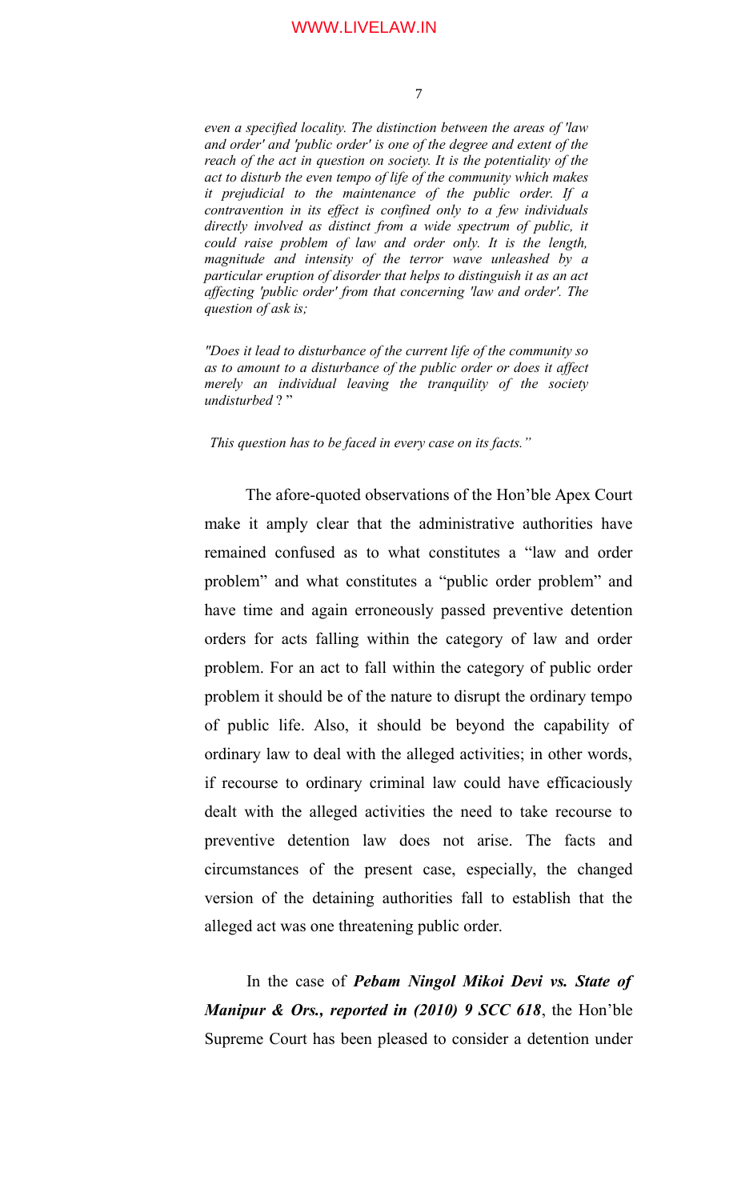*even a specified locality. The distinction between the areas of 'law and order' and 'public order' is one of the degree and extent of the reach of the act in question on society. It is the potentiality of the act to disturb the even tempo of life of the community which makes it prejudicial to the maintenance of the public order. If a contravention in its effect is confined only to a few individuals directly involved as distinct from a wide spectrum of public, it could raise problem of law and order only. It is the length, magnitude and intensity of the terror wave unleashed by a particular eruption of disorder that helps to distinguish it as an act affecting 'public order' from that concerning 'law and order'. The question of ask is;*

*"Does it lead to disturbance of the current life of the community so as to amount to a disturbance of the public order or does it affect merely an individual leaving the tranquility of the society undisturbed* ? "

*This question has to be faced in every case on its facts."*

The afore-quoted observations of the Hon'ble Apex Court make it amply clear that the administrative authorities have remained confused as to what constitutes a "law and order problem" and what constitutes a "public order problem" and have time and again erroneously passed preventive detention orders for acts falling within the category of law and order problem. For an act to fall within the category of public order problem it should be of the nature to disrupt the ordinary tempo of public life. Also, it should be beyond the capability of ordinary law to deal with the alleged activities; in other words, if recourse to ordinary criminal law could have efficaciously dealt with the alleged activities the need to take recourse to preventive detention law does not arise. The facts and circumstances of the present case, especially, the changed version of the detaining authorities fall to establish that the alleged act was one threatening public order.

In the case of ***Pebam Ningol Mikoi Devi vs. State of Manipur & Ors., reported in (2010) 9 SCC 618***, the Hon'ble Supreme Court has been pleased to consider a detention under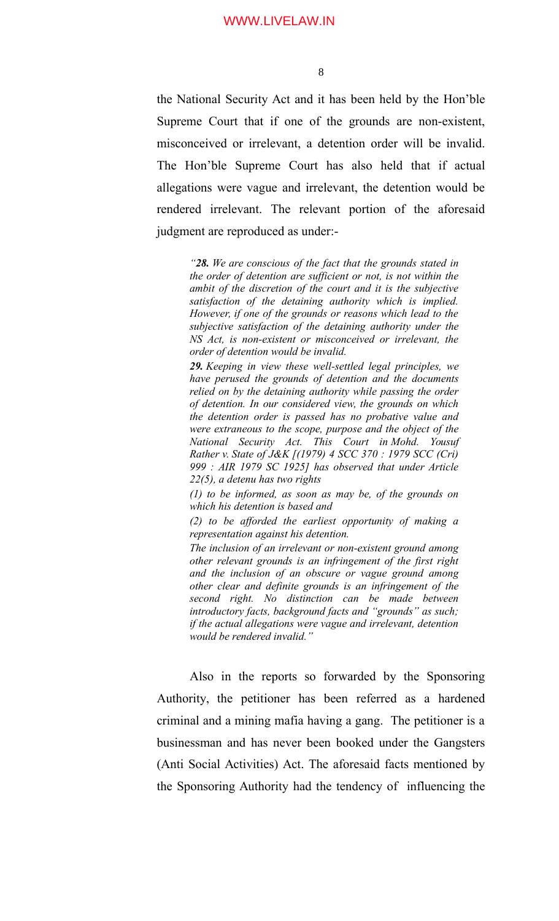the National Security Act and it has been held by the Hon'ble Supreme Court that if one of the grounds are non-existent, misconceived or irrelevant, a detention order will be invalid. The Hon'ble Supreme Court has also held that if actual allegations were vague and irrelevant, the detention would be rendered irrelevant. The relevant portion of the aforesaid judgment are reproduced as under:-

> *"**28.** We are conscious of the fact that the grounds stated in the order of detention are sufficient or not, is not within the ambit of the discretion of the court and it is the subjective satisfaction of the detaining authority which is implied. However, if one of the grounds or reasons which lead to the subjective satisfaction of the detaining authority under the NS Act, is non-existent or misconceived or irrelevant, the order of detention would be invalid.*
>
> ***29.** Keeping in view these well-settled legal principles, we have perused the grounds of detention and the documents relied on by the detaining authority while passing the order of detention. In our considered view, the grounds on which the detention order is passed has no probative value and were extraneous to the scope, purpose and the object of the National Security Act. This Court in Mohd. Yousuf Rather v. State of J&K [(1979) 4 SCC 370 : 1979 SCC (Cri) 999 : AIR 1979 SC 1925] has observed that under Article 22(5), a detenu has two rights*
>
> *(1) to be informed, as soon as may be, of the grounds on which his detention is based and*
>
> *(2) to be afforded the earliest opportunity of making a representation against his detention.*
>
> *The inclusion of an irrelevant or non-existent ground among other relevant grounds is an infringement of the first right and the inclusion of an obscure or vague ground among other clear and definite grounds is an infringement of the second right. No distinction can be made between introductory facts, background facts and "grounds" as such; if the actual allegations were vague and irrelevant, detention would be rendered invalid."*

Also in the reports so forwarded by the Sponsoring Authority, the petitioner has been referred as a hardened criminal and a mining mafia having a gang. The petitioner is a businessman and has never been booked under the Gangsters (Anti Social Activities) Act. The aforesaid facts mentioned by the Sponsoring Authority had the tendency of influencing the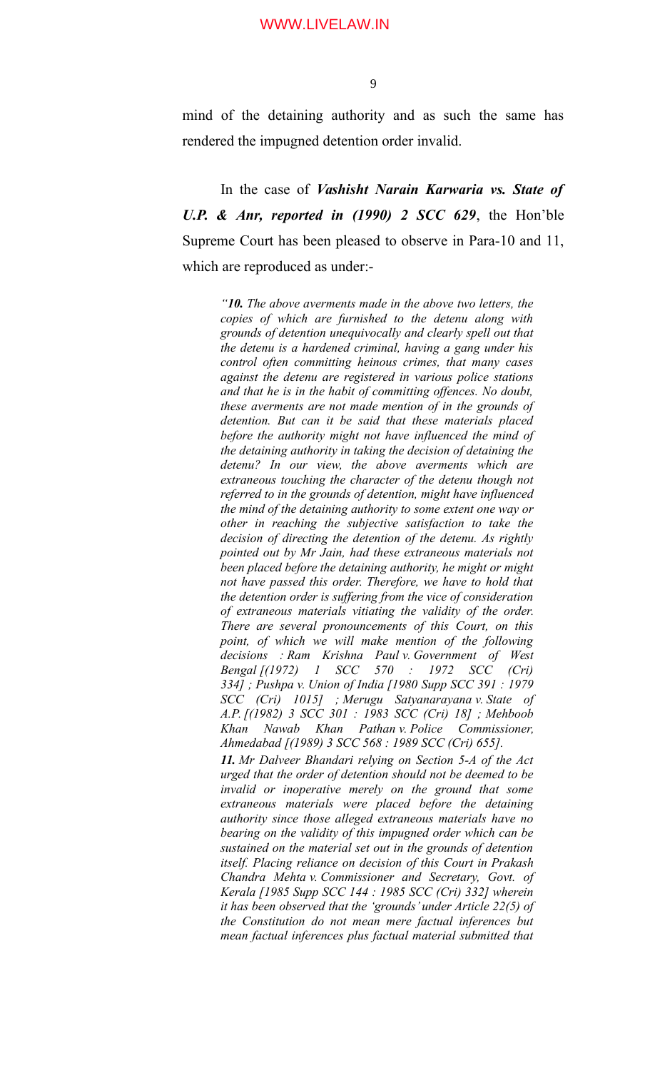mind of the detaining authority and as such the same has rendered the impugned detention order invalid.

In the case of ***Vashisht Narain Karwaria vs. State of U.P. & Anr, reported in (1990) 2 SCC 629***, the Hon'ble Supreme Court has been pleased to observe in Para-10 and 11, which are reproduced as under:-

> *"**10.** The above averments made in the above two letters, the copies of which are furnished to the detenu along with grounds of detention unequivocally and clearly spell out that the detenu is a hardened criminal, having a gang under his control often committing heinous crimes, that many cases against the detenu are registered in various police stations and that he is in the habit of committing offences. No doubt, these averments are not made mention of in the grounds of detention. But can it be said that these materials placed before the authority might not have influenced the mind of the detaining authority in taking the decision of detaining the detenu? In our view, the above averments which are extraneous touching the character of the detenu though not referred to in the grounds of detention, might have influenced the mind of the detaining authority to some extent one way or other in reaching the subjective satisfaction to take the decision of directing the detention of the detenu. As rightly pointed out by Mr Jain, had these extraneous materials not been placed before the detaining authority, he might or might not have passed this order. Therefore, we have to hold that the detention order is suffering from the vice of consideration of extraneous materials vitiating the validity of the order. There are several pronouncements of this Court, on this point, of which we will make mention of the following decisions : Ram Krishna Paul v. Government of West Bengal [(1972) 1 SCC 570 : 1972 SCC (Cri) 334] ; Pushpa v. Union of India [1980 Supp SCC 391 : 1979 SCC (Cri) 1015] ; Merugu Satyanarayana v. State of A.P. [(1982) 3 SCC 301 : 1983 SCC (Cri) 18] ; Mehboob Khan Nawab Khan Pathan v. Police Commissioner, Ahmedabad [(1989) 3 SCC 568 : 1989 SCC (Cri) 655].*
>
> ***11.** Mr Dalveer Bhandari relying on Section 5-A of the Act urged that the order of detention should not be deemed to be invalid or inoperative merely on the ground that some extraneous materials were placed before the detaining authority since those alleged extraneous materials have no bearing on the validity of this impugned order which can be sustained on the material set out in the grounds of detention itself. Placing reliance on decision of this Court in Prakash Chandra Mehta v. Commissioner and Secretary, Govt. of Kerala [1985 Supp SCC 144 : 1985 SCC (Cri) 332] wherein it has been observed that the 'grounds' under Article 22(5) of the Constitution do not mean mere factual inferences but mean factual inferences plus factual material submitted that*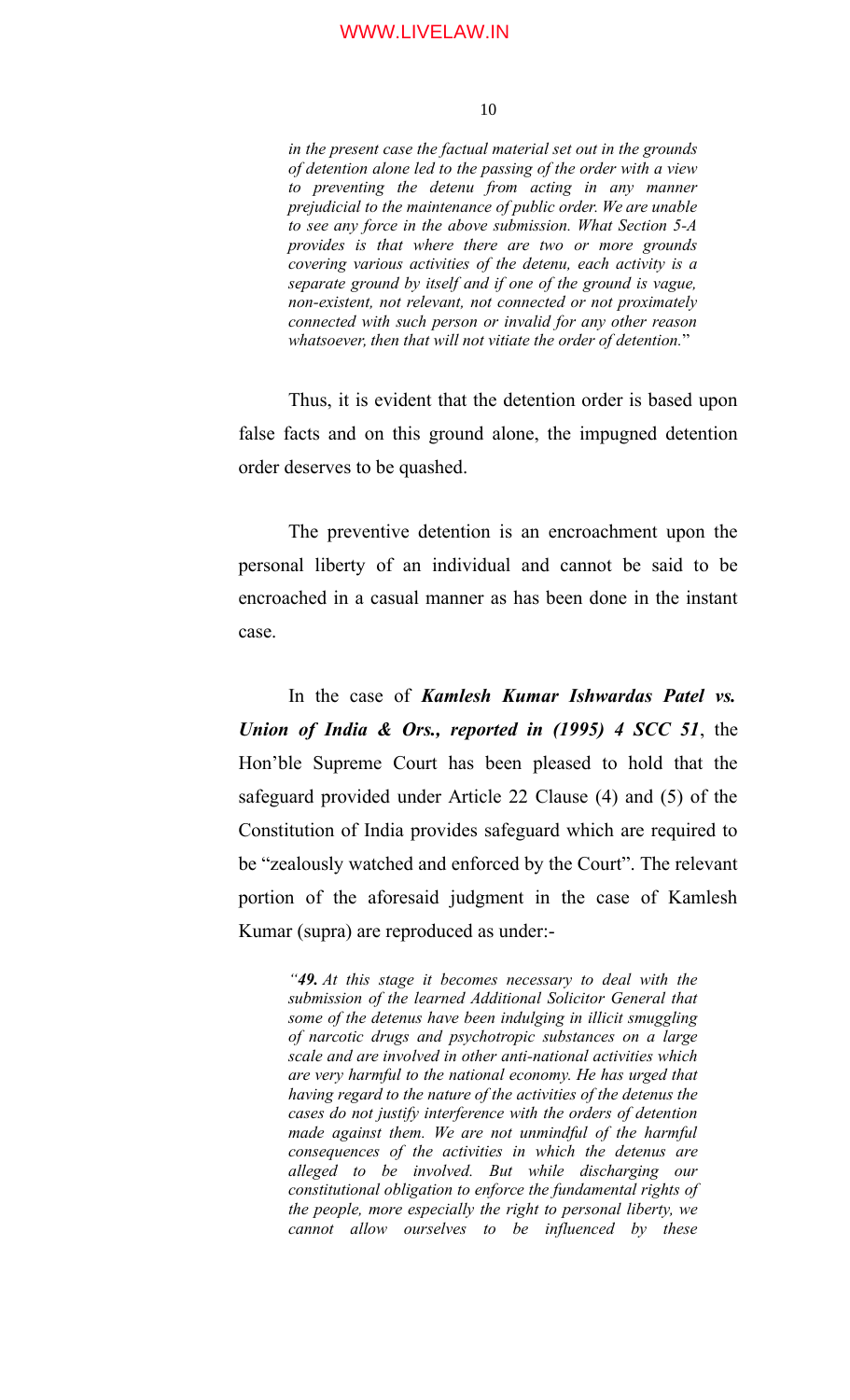> *in the present case the factual material set out in the grounds of detention alone led to the passing of the order with a view to preventing the detenu from acting in any manner prejudicial to the maintenance of public order. We are unable to see any force in the above submission. What Section 5-A provides is that where there are two or more grounds covering various activities of the detenu, each activity is a separate ground by itself and if one of the ground is vague, non-existent, not relevant, not connected or not proximately connected with such person or invalid for any other reason whatsoever, then that will not vitiate the order of detention.*"

Thus, it is evident that the detention order is based upon false facts and on this ground alone, the impugned detention order deserves to be quashed.

The preventive detention is an encroachment upon the personal liberty of an individual and cannot be said to be encroached in a casual manner as has been done in the instant case.

In the case of ***Kamlesh Kumar Ishwardas Patel vs. Union of India & Ors., reported in (1995) 4 SCC 51***, the Hon'ble Supreme Court has been pleased to hold that the safeguard provided under Article 22 Clause (4) and (5) of the Constitution of India provides safeguard which are required to be "zealously watched and enforced by the Court". The relevant portion of the aforesaid judgment in the case of Kamlesh Kumar (supra) are reproduced as under:-

> *"**49.** At this stage it becomes necessary to deal with the submission of the learned Additional Solicitor General that some of the detenus have been indulging in illicit smuggling of narcotic drugs and psychotropic substances on a large scale and are involved in other anti-national activities which are very harmful to the national economy. He has urged that having regard to the nature of the activities of the detenus the cases do not justify interference with the orders of detention made against them. We are not unmindful of the harmful consequences of the activities in which the detenus are alleged to be involved. But while discharging our constitutional obligation to enforce the fundamental rights of the people, more especially the right to personal liberty, we cannot allow ourselves to be influenced by these*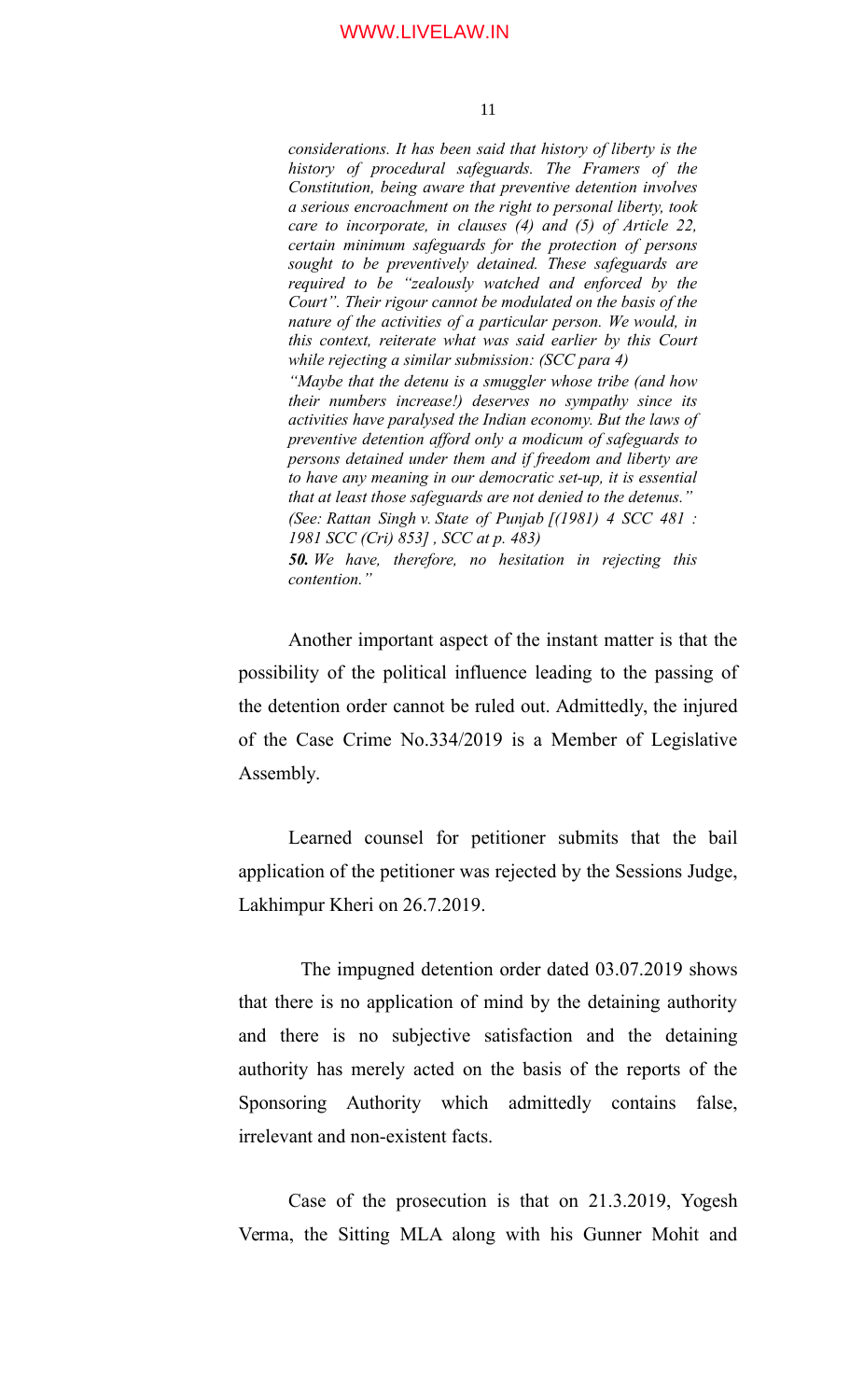*considerations. It has been said that history of liberty is the history of procedural safeguards. The Framers of the Constitution, being aware that preventive detention involves a serious encroachment on the right to personal liberty, took care to incorporate, in clauses (4) and (5) of Article 22, certain minimum safeguards for the protection of persons sought to be preventively detained. These safeguards are required to be "zealously watched and enforced by the Court". Their rigour cannot be modulated on the basis of the nature of the activities of a particular person. We would, in this context, reiterate what was said earlier by this Court while rejecting a similar submission: (SCC para 4)*

*"Maybe that the detenu is a smuggler whose tribe (and how their numbers increase!) deserves no sympathy since its activities have paralysed the Indian economy. But the laws of preventive detention afford only a modicum of safeguards to persons detained under them and if freedom and liberty are to have any meaning in our democratic set-up, it is essential that at least those safeguards are not denied to the detenus." (See: Rattan Singh v. State of Punjab [(1981) 4 SCC 481 : 1981 SCC (Cri) 853] , SCC at p. 483)*

***50.** We have, therefore, no hesitation in rejecting this contention."*

Another important aspect of the instant matter is that the possibility of the political influence leading to the passing of the detention order cannot be ruled out. Admittedly, the injured of the Case Crime No.334/2019 is a Member of Legislative Assembly.

Learned counsel for petitioner submits that the bail application of the petitioner was rejected by the Sessions Judge, Lakhimpur Kheri on 26.7.2019.

The impugned detention order dated 03.07.2019 shows that there is no application of mind by the detaining authority and there is no subjective satisfaction and the detaining authority has merely acted on the basis of the reports of the Sponsoring Authority which admittedly contains false, irrelevant and non-existent facts.

Case of the prosecution is that on 21.3.2019, Yogesh Verma, the Sitting MLA along with his Gunner Mohit and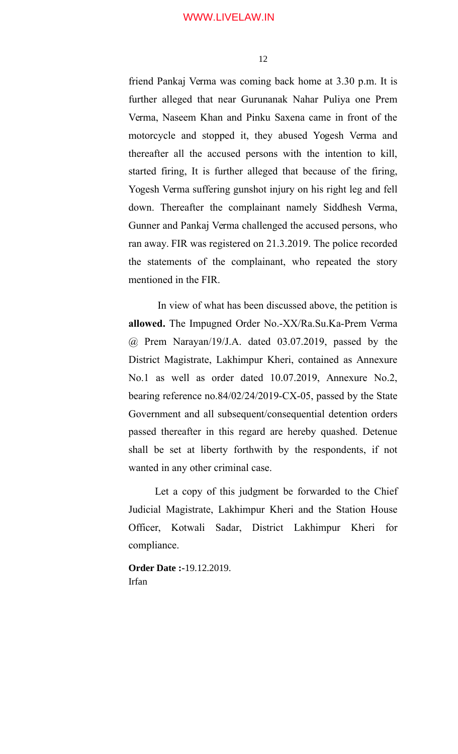friend Pankaj Verma was coming back home at 3.30 p.m. It is further alleged that near Gurunanak Nahar Puliya one Prem Verma, Naseem Khan and Pinku Saxena came in front of the motorcycle and stopped it, they abused Yogesh Verma and thereafter all the accused persons with the intention to kill, started firing, It is further alleged that because of the firing, Yogesh Verma suffering gunshot injury on his right leg and fell down. Thereafter the complainant namely Siddhesh Verma, Gunner and Pankaj Verma challenged the accused persons, who ran away. FIR was registered on 21.3.2019. The police recorded the statements of the complainant, who repeated the story mentioned in the FIR.

In view of what has been discussed above, the petition is **allowed.** The Impugned Order No.-XX/Ra.Su.Ka-Prem Verma @ Prem Narayan/19/J.A. dated 03.07.2019, passed by the District Magistrate, Lakhimpur Kheri, contained as Annexure No.1 as well as order dated 10.07.2019, Annexure No.2, bearing reference no.84/02/24/2019-CX-05, passed by the State Government and all subsequent/consequential detention orders passed thereafter in this regard are hereby quashed. Detenue shall be set at liberty forthwith by the respondents, if not wanted in any other criminal case.

Let a copy of this judgment be forwarded to the Chief Judicial Magistrate, Lakhimpur Kheri and the Station House Officer, Kotwali Sadar, District Lakhimpur Kheri for compliance.

**Order Date :-**19.12.2019.
Irfan